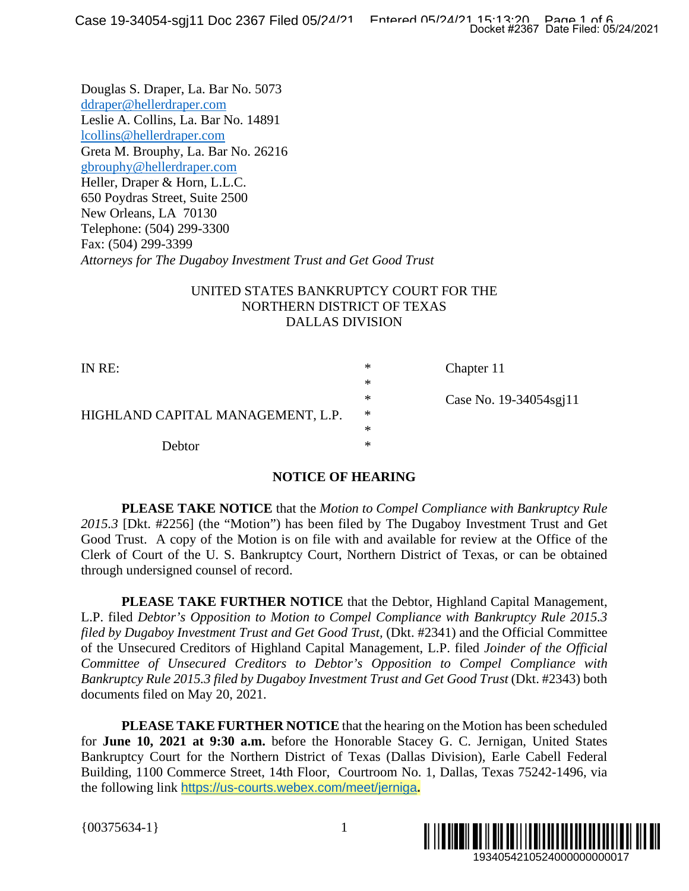Douglas S. Draper, La. Bar No. 5073
ddraper@hellerdraper.com
Leslie A. Collins, La. Bar No. 14891
lcollins@hellerdraper.com
Greta M. Brouphy, La. Bar No. 26216
gbrouphy@hellerdraper.com
Heller, Draper & Horn, L.L.C.
650 Poydras Street, Suite 2500
New Orleans, LA 70130
Telephone: (504) 299-3300
Fax: (504) 299-3399
*Attorneys for The Dugaboy Investment Trust and Get Good Trust*

UNITED STATES BANKRUPTCY COURT FOR THE
NORTHERN DISTRICT OF TEXAS
DALLAS DIVISION

| | | |
|---|---|---|
| IN RE: | * | Chapter 11 |
| | * | |
| | * | Case No. 19-34054sgj11 |
| HIGHLAND CAPITAL MANAGEMENT, L.P. | * | |
| | * | |
| Debtor | * | |

## NOTICE OF HEARING

**PLEASE TAKE NOTICE** that the *Motion to Compel Compliance with Bankruptcy Rule 2015.3* [Dkt. #2256] (the "Motion") has been filed by The Dugaboy Investment Trust and Get Good Trust. A copy of the Motion is on file with and available for review at the Office of the Clerk of Court of the U. S. Bankruptcy Court, Northern District of Texas, or can be obtained through undersigned counsel of record.

**PLEASE TAKE FURTHER NOTICE** that the Debtor, Highland Capital Management, L.P. filed *Debtor's Opposition to Motion to Compel Compliance with Bankruptcy Rule 2015.3 filed by Dugaboy Investment Trust and Get Good Trust*, (Dkt. #2341) and the Official Committee of the Unsecured Creditors of Highland Capital Management, L.P. filed *Joinder of the Official Committee of Unsecured Creditors to Debtor's Opposition to Compel Compliance with Bankruptcy Rule 2015.3 filed by Dugaboy Investment Trust and Get Good Trust* (Dkt. #2343) both documents filed on May 20, 2021.

**PLEASE TAKE FURTHER NOTICE** that the hearing on the Motion has been scheduled for **June 10, 2021 at 9:30 a.m.** before the Honorable Stacey G. C. Jernigan, United States Bankruptcy Court for the Northern District of Texas (Dallas Division), Earle Cabell Federal Building, 1100 Commerce Street, 14th Floor, Courtroom No. 1, Dallas, Texas 75242-1496, via the following link https://us-courts.webex.com/meet/jerniga.

{00375634-1}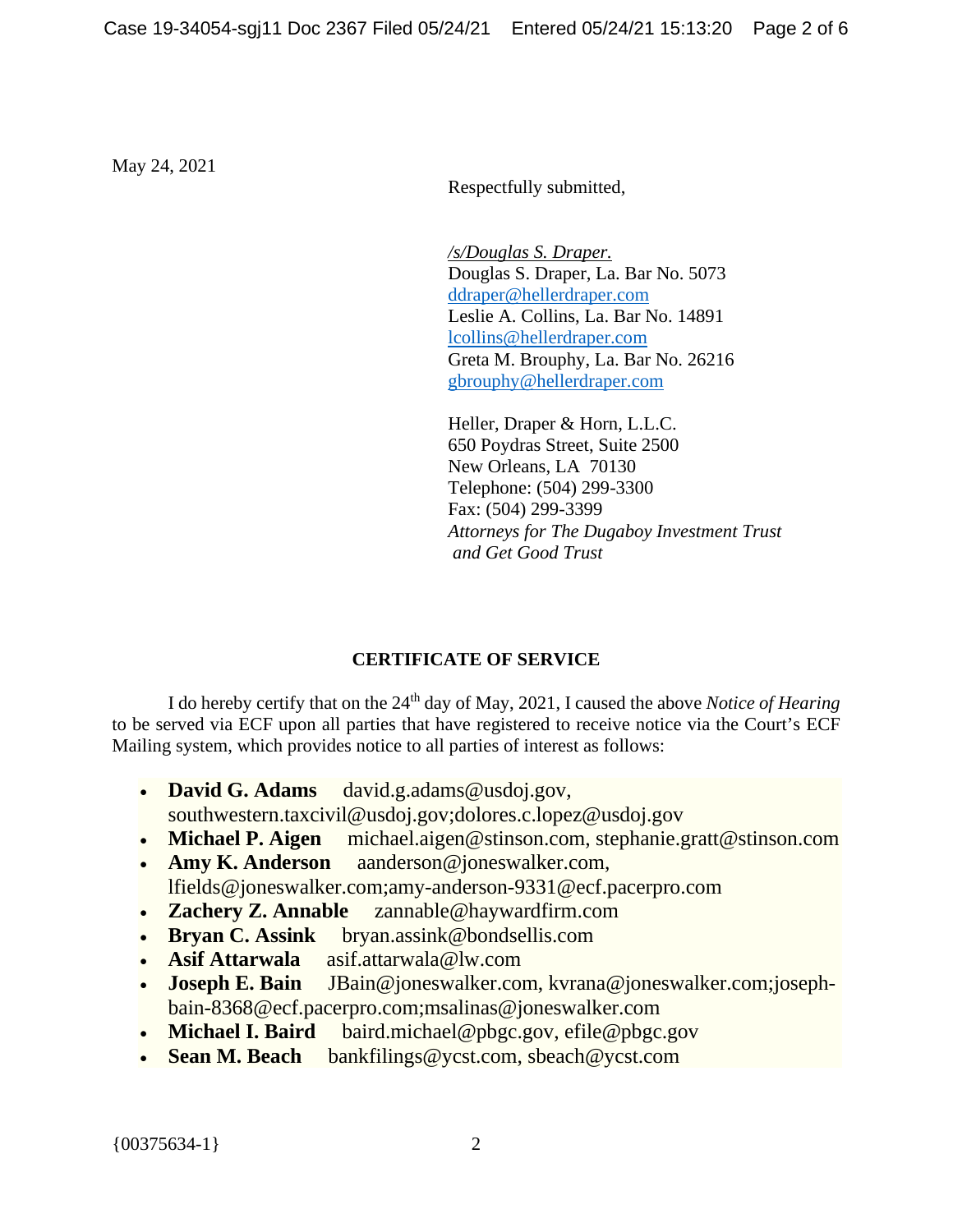May 24, 2021

Respectfully submitted,

/s/Douglas S. Draper.
Douglas S. Draper, La. Bar No. 5073
ddraper@hellerdraper.com
Leslie A. Collins, La. Bar No. 14891
lcollins@hellerdraper.com
Greta M. Brouphy, La. Bar No. 26216
gbrouphy@hellerdraper.com

Heller, Draper & Horn, L.L.C.
650 Poydras Street, Suite 2500
New Orleans, LA 70130
Telephone: (504) 299-3300
Fax: (504) 299-3399
*Attorneys for The Dugaboy Investment Trust and Get Good Trust*

**CERTIFICATE OF SERVICE**

I do hereby certify that on the 24th day of May, 2021, I caused the above *Notice of Hearing* to be served via ECF upon all parties that have registered to receive notice via the Court's ECF Mailing system, which provides notice to all parties of interest as follows:

- **David G. Adams** david.g.adams@usdoj.gov, southwestern.taxcivil@usdoj.gov;dolores.c.lopez@usdoj.gov
- **Michael P. Aigen** michael.aigen@stinson.com, stephanie.gratt@stinson.com
- **Amy K. Anderson** aanderson@joneswalker.com, lfields@joneswalker.com;amy-anderson-9331@ecf.pacerpro.com
- **Zachery Z. Annable** zannable@haywardfirm.com
- **Bryan C. Assink** bryan.assink@bondsellis.com
- **Asif Attarwala** asif.attarwala@lw.com
- **Joseph E. Bain** JBain@joneswalker.com, kvrana@joneswalker.com;joseph-bain-8368@ecf.pacerpro.com;msalinas@joneswalker.com
- **Michael I. Baird** baird.michael@pbgc.gov, efile@pbgc.gov
- **Sean M. Beach** bankfilings@ycst.com, sbeach@ycst.com

{00375634-1}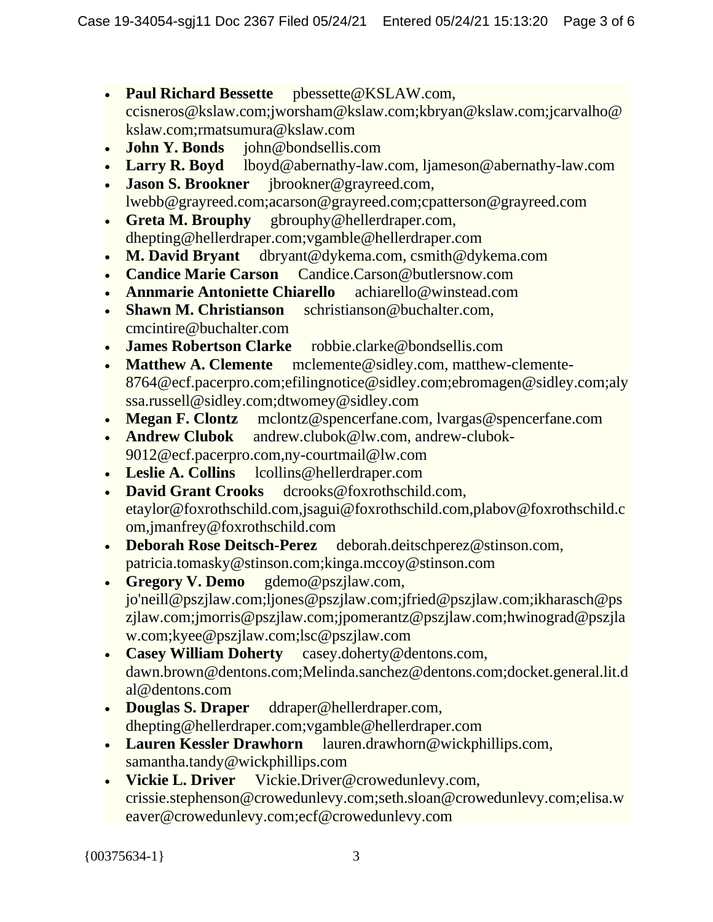- **Paul Richard Bessette** pbessette@KSLAW.com, ccisneros@kslaw.com;jworsham@kslaw.com;kbryan@kslaw.com;jcarvalho@kslaw.com;rmatsumura@kslaw.com
- **John Y. Bonds** john@bondsellis.com
- **Larry R. Boyd** lboyd@abernathy-law.com, ljameson@abernathy-law.com
- **Jason S. Brookner** jbrookner@grayreed.com, lwebb@grayreed.com;acarson@grayreed.com;cpatterson@grayreed.com
- **Greta M. Brouphy** gbrouphy@hellerdraper.com, dhepting@hellerdraper.com;vgamble@hellerdraper.com
- **M. David Bryant** dbryant@dykema.com, csmith@dykema.com
- **Candice Marie Carson** Candice.Carson@butlersnow.com
- **Annmarie Antoniette Chiarello** achiarello@winstead.com
- **Shawn M. Christianson** schristianson@buchalter.com, cmcintire@buchalter.com
- **James Robertson Clarke** robbie.clarke@bondsellis.com
- **Matthew A. Clemente** mclemente@sidley.com, matthew-clemente-8764@ecf.pacerpro.com;efilingnotice@sidley.com;ebromagen@sidley.com;alyssa.russell@sidley.com;dtwomey@sidley.com
- **Megan F. Clontz** mclontz@spencerfane.com, lvargas@spencerfane.com
- **Andrew Clubok** andrew.clubok@lw.com, andrew-clubok-9012@ecf.pacerpro.com,ny-courtmail@lw.com
- **Leslie A. Collins** lcollins@hellerdraper.com
- **David Grant Crooks** dcrooks@foxrothschild.com, etaylor@foxrothschild.com,jsagui@foxrothschild.com,plabov@foxrothschild.com,jmanfrey@foxrothschild.com
- **Deborah Rose Deitsch-Perez** deborah.deitschperez@stinson.com, patricia.tomasky@stinson.com;kinga.mccoy@stinson.com
- **Gregory V. Demo** gdemo@pszjlaw.com, jo'neill@pszjlaw.com;ljones@pszjlaw.com;jfried@pszjlaw.com;ikharasch@pszjlaw.com;jmorris@pszjlaw.com;jpomerantz@pszjlaw.com;hwinograd@pszjlaw.com;kyee@pszjlaw.com;lsc@pszjlaw.com
- **Casey William Doherty** casey.doherty@dentons.com, dawn.brown@dentons.com;Melinda.sanchez@dentons.com;docket.general.lit.dal@dentons.com
- **Douglas S. Draper** ddraper@hellerdraper.com, dhepting@hellerdraper.com;vgamble@hellerdraper.com
- **Lauren Kessler Drawhorn** lauren.drawhorn@wickphillips.com, samantha.tandy@wickphillips.com
- **Vickie L. Driver** Vickie.Driver@crowedunlevy.com, crissie.stephenson@crowedunlevy.com;seth.sloan@crowedunlevy.com;elisa.weaver@crowedunlevy.com;ecf@crowedunlevy.com

{00375634-1}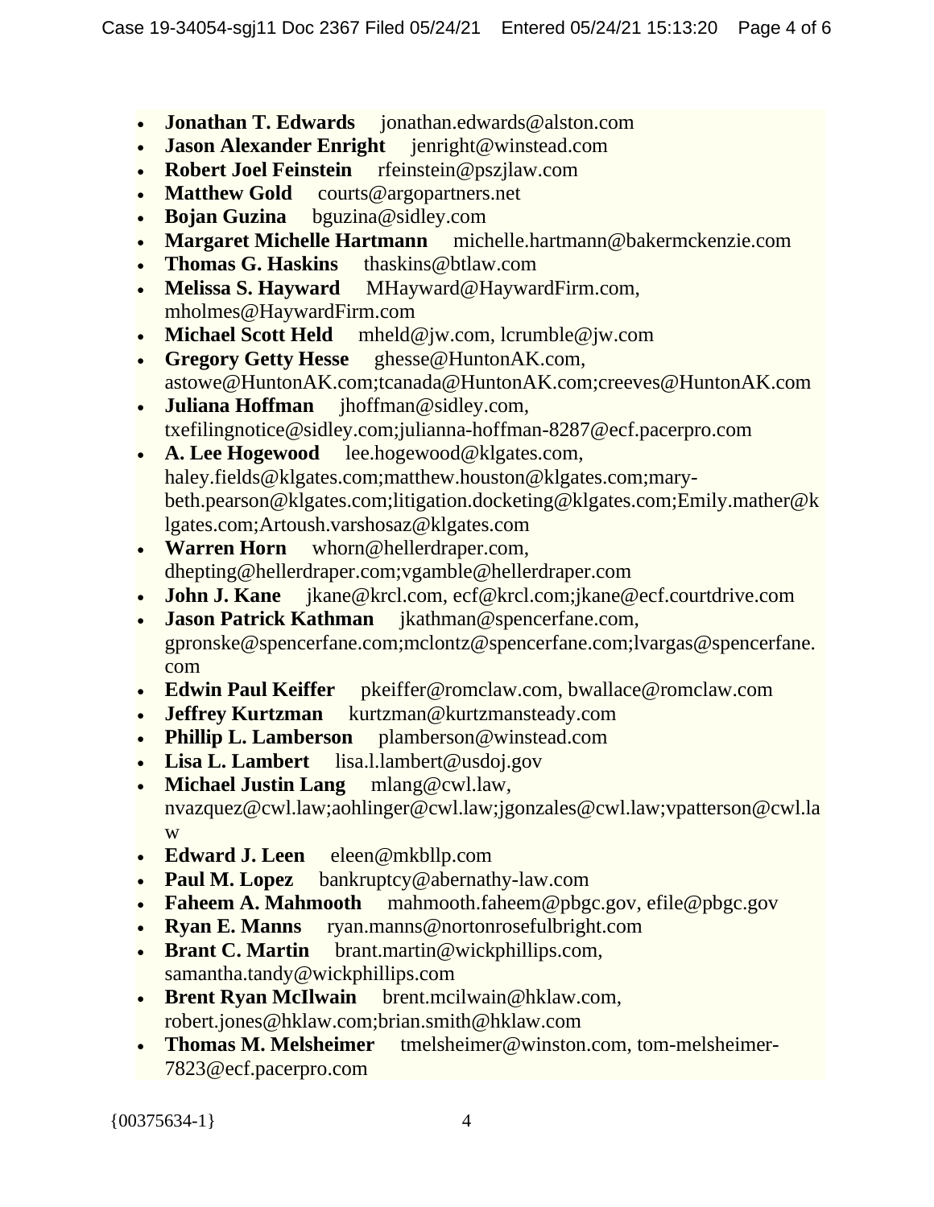- **Jonathan T. Edwards** jonathan.edwards@alston.com
- **Jason Alexander Enright** jenright@winstead.com
- **Robert Joel Feinstein** rfeinstein@pszjlaw.com
- **Matthew Gold** courts@argopartners.net
- **Bojan Guzina** bguzina@sidley.com
- **Margaret Michelle Hartmann** michelle.hartmann@bakermckenzie.com
- **Thomas G. Haskins** thaskins@btlaw.com
- **Melissa S. Hayward** MHayward@HaywardFirm.com, mholmes@HaywardFirm.com
- **Michael Scott Held** mheld@jw.com, lcrumble@jw.com
- **Gregory Getty Hesse** ghesse@HuntonAK.com, astowe@HuntonAK.com;tcanada@HuntonAK.com;creeves@HuntonAK.com
- **Juliana Hoffman** jhoffman@sidley.com, txefilingnotice@sidley.com;julianna-hoffman-8287@ecf.pacerpro.com
- **A. Lee Hogewood** lee.hogewood@klgates.com, haley.fields@klgates.com;matthew.houston@klgates.com;mary-beth.pearson@klgates.com;litigation.docketing@klgates.com;Emily.mather@klgates.com;Artoush.varshosaz@klgates.com
- **Warren Horn** whorn@hellerdraper.com, dhepting@hellerdraper.com;vgamble@hellerdraper.com
- **John J. Kane** jkane@krcl.com, ecf@krcl.com;jkane@ecf.courtdrive.com
- **Jason Patrick Kathman** jkathman@spencerfane.com, gpronske@spencerfane.com;mclontz@spencerfane.com;lvargas@spencerfane.com
- **Edwin Paul Keiffer** pkeiffer@romclaw.com, bwallace@romclaw.com
- **Jeffrey Kurtzman** kurtzman@kurtzmansteady.com
- **Phillip L. Lamberson** plamberson@winstead.com
- **Lisa L. Lambert** lisa.l.lambert@usdoj.gov
- **Michael Justin Lang** mlang@cwl.law, nvazquez@cwl.law;aohlinger@cwl.law;jgonzales@cwl.law;vpatterson@cwl.law
- **Edward J. Leen** eleen@mkbllp.com
- **Paul M. Lopez** bankruptcy@abernathy-law.com
- **Faheem A. Mahmooth** mahmooth.faheem@pbgc.gov, efile@pbgc.gov
- **Ryan E. Manns** ryan.manns@nortonrosefulbright.com
- **Brant C. Martin** brant.martin@wickphillips.com, samantha.tandy@wickphillips.com
- **Brent Ryan McIlwain** brent.mcilwain@hklaw.com, robert.jones@hklaw.com;brian.smith@hklaw.com
- **Thomas M. Melsheimer** tmelsheimer@winston.com, tom-melsheimer-7823@ecf.pacerpro.com

{00375634-1}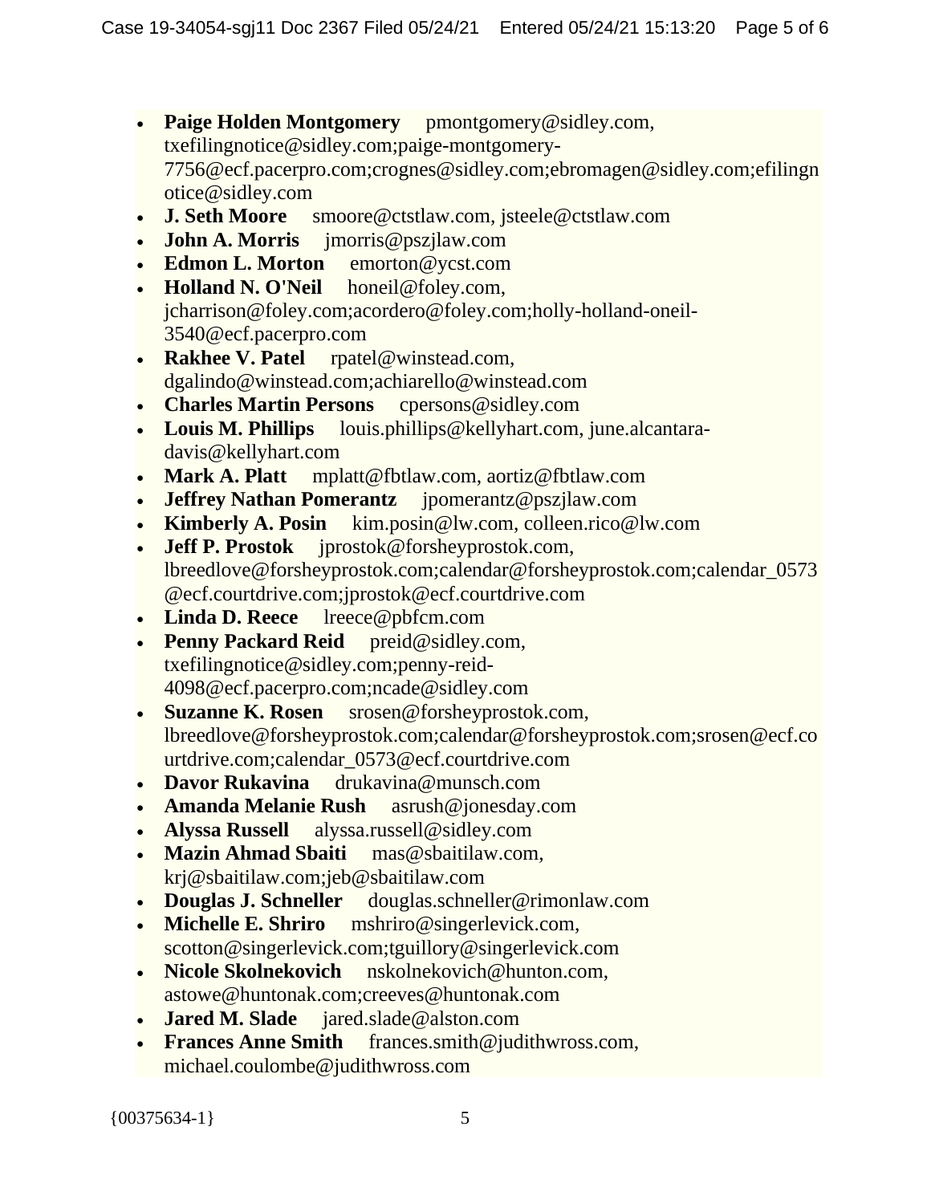- **Paige Holden Montgomery** pmontgomery@sidley.com, txefilingnotice@sidley.com;paige-montgomery-7756@ecf.pacerpro.com;crognes@sidley.com;ebromagen@sidley.com;efilingnotice@sidley.com
- **J. Seth Moore** smoore@ctstlaw.com, jsteele@ctstlaw.com
- **John A. Morris** jmorris@pszjlaw.com
- **Edmon L. Morton** emorton@ycst.com
- **Holland N. O'Neil** honeil@foley.com, jcharrison@foley.com;acordero@foley.com;holly-holland-oneil-3540@ecf.pacerpro.com
- **Rakhee V. Patel** rpatel@winstead.com, dgalindo@winstead.com;achiarello@winstead.com
- **Charles Martin Persons** cpersons@sidley.com
- **Louis M. Phillips** louis.phillips@kellyhart.com, june.alcantara-davis@kellyhart.com
- **Mark A. Platt** mplatt@fbtlaw.com, aortiz@fbtlaw.com
- **Jeffrey Nathan Pomerantz** jpomerantz@pszjlaw.com
- **Kimberly A. Posin** kim.posin@lw.com, colleen.rico@lw.com
- **Jeff P. Prostok** jprostok@forsheyprostok.com, lbreedlove@forsheyprostok.com;calendar@forsheyprostok.com;calendar_0573@ecf.courtdrive.com;jprostok@ecf.courtdrive.com
- **Linda D. Reece** lreece@pbfcm.com
- **Penny Packard Reid** preid@sidley.com, txefilingnotice@sidley.com;penny-reid-4098@ecf.pacerpro.com;ncade@sidley.com
- **Suzanne K. Rosen** srosen@forsheyprostok.com, lbreedlove@forsheyprostok.com;calendar@forsheyprostok.com;srosen@ecf.courtdrive.com;calendar_0573@ecf.courtdrive.com
- **Davor Rukavina** drukavina@munsch.com
- **Amanda Melanie Rush** asrush@jonesday.com
- **Alyssa Russell** alyssa.russell@sidley.com
- **Mazin Ahmad Sbaiti** mas@sbaitilaw.com, krj@sbaitilaw.com;jeb@sbaitilaw.com
- **Douglas J. Schneller** douglas.schneller@rimonlaw.com
- **Michelle E. Shriro** mshriro@singerlevick.com, scotton@singerlevick.com;tguillory@singerlevick.com
- **Nicole Skolnekovich** nskolnekovich@hunton.com, astowe@huntonak.com;creeves@huntonak.com
- **Jared M. Slade** jared.slade@alston.com
- **Frances Anne Smith** frances.smith@judithwross.com, michael.coulombe@judithwross.com

{00375634-1}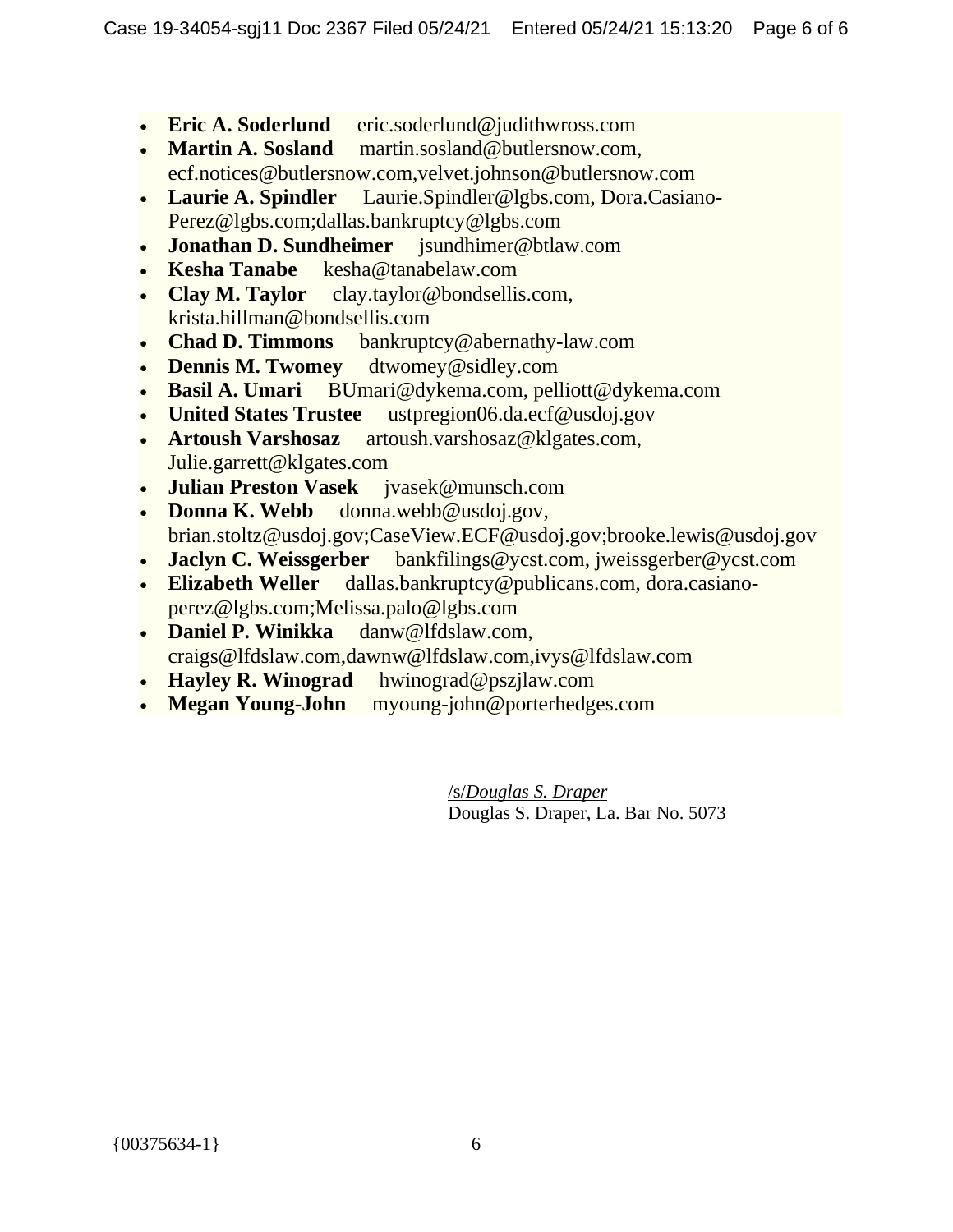- **Eric A. Soderlund** eric.soderlund@judithwross.com
- **Martin A. Sosland** martin.sosland@butlersnow.com, ecf.notices@butlersnow.com,velvet.johnson@butlersnow.com
- **Laurie A. Spindler** Laurie.Spindler@lgbs.com, Dora.Casiano-Perez@lgbs.com;dallas.bankruptcy@lgbs.com
- **Jonathan D. Sundheimer** jsundhimer@btlaw.com
- **Kesha Tanabe** kesha@tanabelaw.com
- **Clay M. Taylor** clay.taylor@bondsellis.com, krista.hillman@bondsellis.com
- **Chad D. Timmons** bankruptcy@abernathy-law.com
- **Dennis M. Twomey** dtwomey@sidley.com
- **Basil A. Umari** BUmari@dykema.com, pelliott@dykema.com
- **United States Trustee** ustpregion06.da.ecf@usdoj.gov
- **Artoush Varshosaz** artoush.varshosaz@klgates.com, Julie.garrett@klgates.com
- **Julian Preston Vasek** jvasek@munsch.com
- **Donna K. Webb** donna.webb@usdoj.gov, brian.stoltz@usdoj.gov;CaseView.ECF@usdoj.gov;brooke.lewis@usdoj.gov
- **Jaclyn C. Weissgerber** bankfilings@ycst.com, jweissgerber@ycst.com
- **Elizabeth Weller** dallas.bankruptcy@publicans.com, dora.casiano-perez@lgbs.com;Melissa.palo@lgbs.com
- **Daniel P. Winikka** danw@lfdslaw.com, craigs@lfdslaw.com,dawnw@lfdslaw.com,ivys@lfdslaw.com
- **Hayley R. Winograd** hwinograd@pszjlaw.com
- **Megan Young-John** myoung-john@porterhedges.com

/s/*Douglas S. Draper*
Douglas S. Draper, La. Bar No. 5073

{00375634-1}